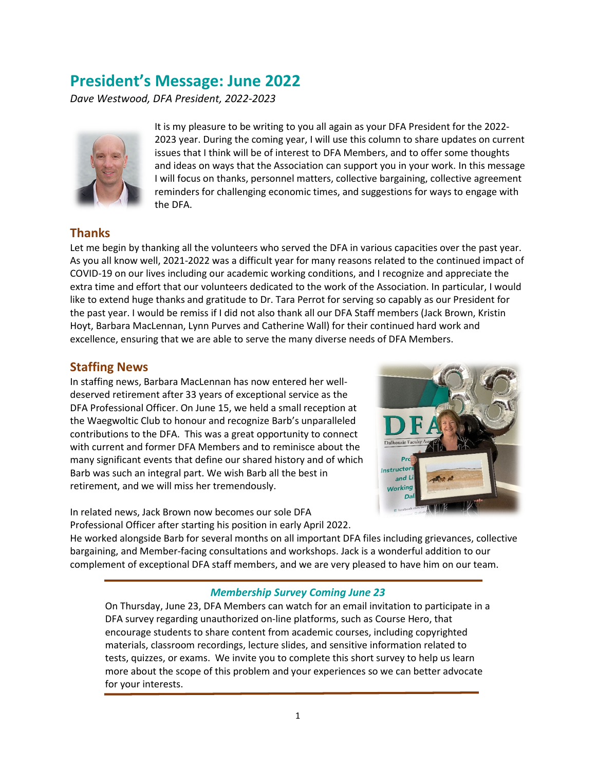# President's Message: June 2022

*Dave Westwood, DFA President, 2022-2023*

It is my pleasure to be writing to you all again as your DFA President for the 2022-2023 year. During the coming year, I will use this column to share updates on current issues that I think will be of interest to DFA Members, and to offer some thoughts and ideas on ways that the Association can support you in your work. In this message I will focus on thanks, personnel matters, collective bargaining, collective agreement reminders for challenging economic times, and suggestions for ways to engage with the DFA.

## Thanks

Let me begin by thanking all the volunteers who served the DFA in various capacities over the past year. As you all know well, 2021-2022 was a difficult year for many reasons related to the continued impact of COVID-19 on our lives including our academic working conditions, and I recognize and appreciate the extra time and effort that our volunteers dedicated to the work of the Association. In particular, I would like to extend huge thanks and gratitude to Dr. Tara Perrot for serving so capably as our President for the past year. I would be remiss if I did not also thank all our DFA Staff members (Jack Brown, Kristin Hoyt, Barbara MacLennan, Lynn Purves and Catherine Wall) for their continued hard work and excellence, ensuring that we are able to serve the many diverse needs of DFA Members.

## Staffing News

In staffing news, Barbara MacLennan has now entered her well-deserved retirement after 33 years of exceptional service as the DFA Professional Officer. On June 15, we held a small reception at the Waegwoltic Club to honour and recognize Barb's unparalleled contributions to the DFA. This was a great opportunity to connect with current and former DFA Members and to reminisce about the many significant events that define our shared history and of which Barb was such an integral part. We wish Barb all the best in retirement, and we will miss her tremendously.

In related news, Jack Brown now becomes our sole DFA Professional Officer after starting his position in early April 2022. He worked alongside Barb for several months on all important DFA files including grievances, collective bargaining, and Member-facing consultations and workshops. Jack is a wonderful addition to our complement of exceptional DFA staff members, and we are very pleased to have him on our team.

---

### *Membership Survey Coming June 23*

On Thursday, June 23, DFA Members can watch for an email invitation to participate in a DFA survey regarding unauthorized on-line platforms, such as Course Hero, that encourage students to share content from academic courses, including copyrighted materials, classroom recordings, lecture slides, and sensitive information related to tests, quizzes, or exams. We invite you to complete this short survey to help us learn more about the scope of this problem and your experiences so we can better advocate for your interests.

---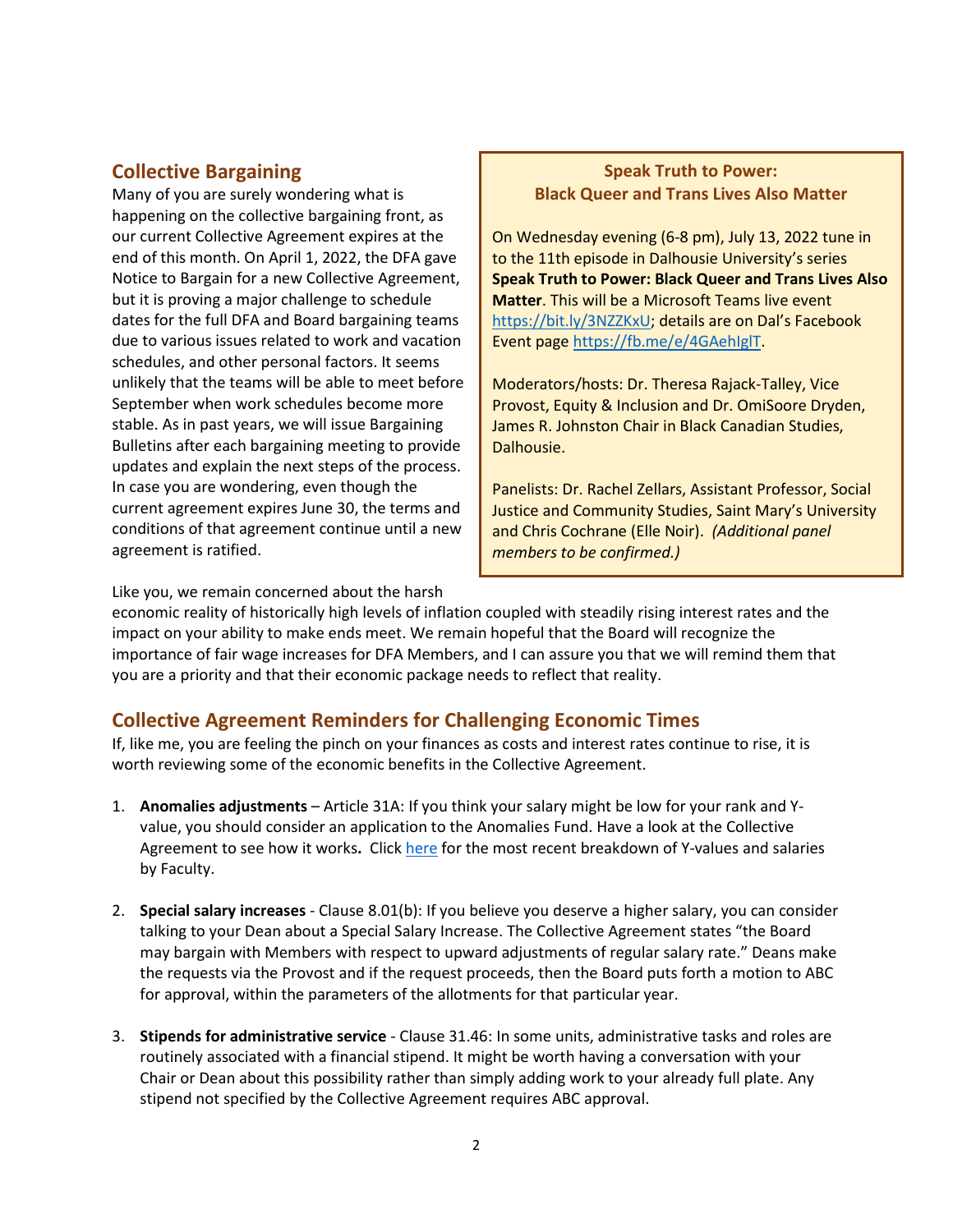## Collective Bargaining

Many of you are surely wondering what is happening on the collective bargaining front, as our current Collective Agreement expires at the end of this month. On April 1, 2022, the DFA gave Notice to Bargain for a new Collective Agreement, but it is proving a major challenge to schedule dates for the full DFA and Board bargaining teams due to various issues related to work and vacation schedules, and other personal factors. It seems unlikely that the teams will be able to meet before September when work schedules become more stable. As in past years, we will issue Bargaining Bulletins after each bargaining meeting to provide updates and explain the next steps of the process. In case you are wondering, even though the current agreement expires June 30, the terms and conditions of that agreement continue until a new agreement is ratified.

Like you, we remain concerned about the harsh economic reality of historically high levels of inflation coupled with steadily rising interest rates and the impact on your ability to make ends meet. We remain hopeful that the Board will recognize the importance of fair wage increases for DFA Members, and I can assure you that we will remind them that you are a priority and that their economic package needs to reflect that reality.

> **Speak Truth to Power:**
> **Black Queer and Trans Lives Also Matter**
>
> On Wednesday evening (6-8 pm), July 13, 2022 tune in to the 11th episode in Dalhousie University's series **Speak Truth to Power: Black Queer and Trans Lives Also Matter**. This will be a Microsoft Teams live event https://bit.ly/3NZZKxU; details are on Dal's Facebook Event page https://fb.me/e/4GAehIglT.
>
> Moderators/hosts: Dr. Theresa Rajack-Talley, Vice Provost, Equity & Inclusion and Dr. OmiSoore Dryden, James R. Johnston Chair in Black Canadian Studies, Dalhousie.
>
> Panelists: Dr. Rachel Zellars, Assistant Professor, Social Justice and Community Studies, Saint Mary's University and Chris Cochrane (Elle Noir). *(Additional panel members to be confirmed.)*

## Collective Agreement Reminders for Challenging Economic Times

If, like me, you are feeling the pinch on your finances as costs and interest rates continue to rise, it is worth reviewing some of the economic benefits in the Collective Agreement.

1. **Anomalies adjustments** – Article 31A: If you think your salary might be low for your rank and Y-value, you should consider an application to the Anomalies Fund. Have a look at the Collective Agreement to see how it works**.** Click here for the most recent breakdown of Y-values and salaries by Faculty.

2. **Special salary increases** - Clause 8.01(b): If you believe you deserve a higher salary, you can consider talking to your Dean about a Special Salary Increase. The Collective Agreement states "the Board may bargain with Members with respect to upward adjustments of regular salary rate." Deans make the requests via the Provost and if the request proceeds, then the Board puts forth a motion to ABC for approval, within the parameters of the allotments for that particular year.

3. **Stipends for administrative service** - Clause 31.46: In some units, administrative tasks and roles are routinely associated with a financial stipend. It might be worth having a conversation with your Chair or Dean about this possibility rather than simply adding work to your already full plate. Any stipend not specified by the Collective Agreement requires ABC approval.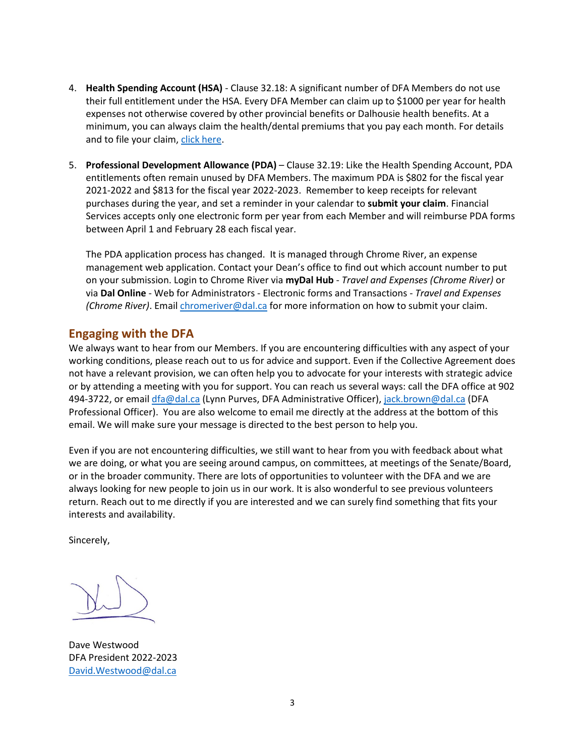4. **Health Spending Account (HSA)** - Clause 32.18: A significant number of DFA Members do not use their full entitlement under the HSA. Every DFA Member can claim up to $1000 per year for health expenses not otherwise covered by other provincial benefits or Dalhousie health benefits. At a minimum, you can always claim the health/dental premiums that you pay each month. For details and to file your claim, click here.

5. **Professional Development Allowance (PDA)** – Clause 32.19: Like the Health Spending Account, PDA entitlements often remain unused by DFA Members. The maximum PDA is $802 for the fiscal year 2021-2022 and $813 for the fiscal year 2022-2023. Remember to keep receipts for relevant purchases during the year, and set a reminder in your calendar to **submit your claim**. Financial Services accepts only one electronic form per year from each Member and will reimburse PDA forms between April 1 and February 28 each fiscal year.

   The PDA application process has changed. It is managed through Chrome River, an expense management web application. Contact your Dean's office to find out which account number to put on your submission. Login to Chrome River via **myDal Hub** - *Travel and Expenses (Chrome River)* or via **Dal Online** - Web for Administrators - Electronic forms and Transactions - *Travel and Expenses (Chrome River)*. Email chromeriver@dal.ca for more information on how to submit your claim.

## Engaging with the DFA

We always want to hear from our Members. If you are encountering difficulties with any aspect of your working conditions, please reach out to us for advice and support. Even if the Collective Agreement does not have a relevant provision, we can often help you to advocate for your interests with strategic advice or by attending a meeting with you for support. You can reach us several ways: call the DFA office at 902 494-3722, or email dfa@dal.ca (Lynn Purves, DFA Administrative Officer), jack.brown@dal.ca (DFA Professional Officer). You are also welcome to email me directly at the address at the bottom of this email. We will make sure your message is directed to the best person to help you.

Even if you are not encountering difficulties, we still want to hear from you with feedback about what we are doing, or what you are seeing around campus, on committees, at meetings of the Senate/Board, or in the broader community. There are lots of opportunities to volunteer with the DFA and we are always looking for new people to join us in our work. It is also wonderful to see previous volunteers return. Reach out to me directly if you are interested and we can surely find something that fits your interests and availability.

Sincerely,

Dave Westwood
DFA President 2022-2023
David.Westwood@dal.ca